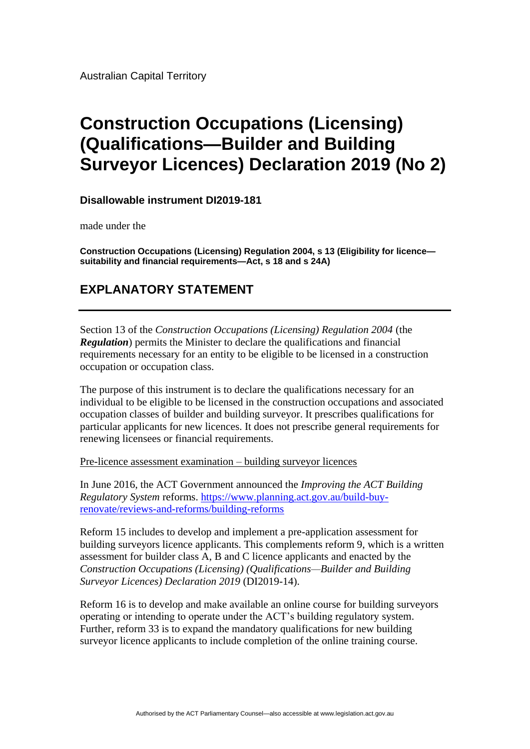Australian Capital Territory

# Construction Occupations (Licensing) (Qualifications—Builder and Building Surveyor Licences) Declaration 2019 (No 2)

**Disallowable instrument DI2019-181**

made under the

**Construction Occupations (Licensing) Regulation 2004, s 13 (Eligibility for licence—suitability and financial requirements—Act, s 18 and s 24A)**

## EXPLANATORY STATEMENT

---

Section 13 of the *Construction Occupations (Licensing) Regulation 2004* (the ***Regulation***) permits the Minister to declare the qualifications and financial requirements necessary for an entity to be eligible to be licensed in a construction occupation or occupation class.

The purpose of this instrument is to declare the qualifications necessary for an individual to be eligible to be licensed in the construction occupations and associated occupation classes of builder and building surveyor. It prescribes qualifications for particular applicants for new licences. It does not prescribe general requirements for renewing licensees or financial requirements.

Pre-licence assessment examination – building surveyor licences

In June 2016, the ACT Government announced the *Improving the ACT Building Regulatory System* reforms. [https://www.planning.act.gov.au/build-buy-renovate/reviews-and-reforms/building-reforms](https://www.planning.act.gov.au/build-buy-renovate/reviews-and-reforms/building-reforms)

Reform 15 includes to develop and implement a pre-application assessment for building surveyors licence applicants. This complements reform 9, which is a written assessment for builder class A, B and C licence applicants and enacted by the *Construction Occupations (Licensing) (Qualifications—Builder and Building Surveyor Licences) Declaration 2019* (DI2019-14).

Reform 16 is to develop and make available an online course for building surveyors operating or intending to operate under the ACT's building regulatory system. Further, reform 33 is to expand the mandatory qualifications for new building surveyor licence applicants to include completion of the online training course.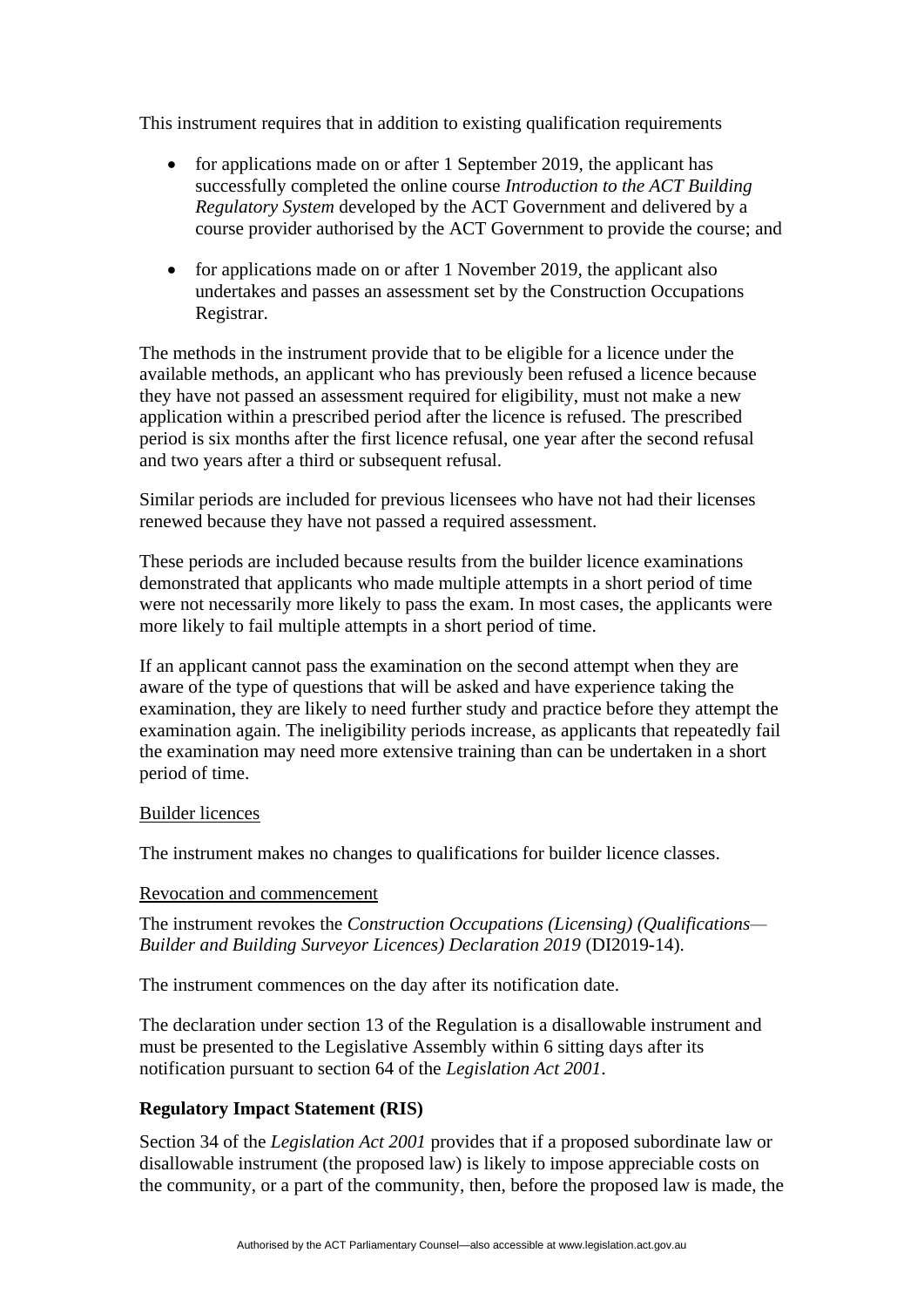This instrument requires that in addition to existing qualification requirements

- for applications made on or after 1 September 2019, the applicant has successfully completed the online course *Introduction to the ACT Building Regulatory System* developed by the ACT Government and delivered by a course provider authorised by the ACT Government to provide the course; and
- for applications made on or after 1 November 2019, the applicant also undertakes and passes an assessment set by the Construction Occupations Registrar.

The methods in the instrument provide that to be eligible for a licence under the available methods, an applicant who has previously been refused a licence because they have not passed an assessment required for eligibility, must not make a new application within a prescribed period after the licence is refused. The prescribed period is six months after the first licence refusal, one year after the second refusal and two years after a third or subsequent refusal.

Similar periods are included for previous licensees who have not had their licenses renewed because they have not passed a required assessment.

These periods are included because results from the builder licence examinations demonstrated that applicants who made multiple attempts in a short period of time were not necessarily more likely to pass the exam. In most cases, the applicants were more likely to fail multiple attempts in a short period of time.

If an applicant cannot pass the examination on the second attempt when they are aware of the type of questions that will be asked and have experience taking the examination, they are likely to need further study and practice before they attempt the examination again. The ineligibility periods increase, as applicants that repeatedly fail the examination may need more extensive training than can be undertaken in a short period of time.

<u>Builder licences</u>

The instrument makes no changes to qualifications for builder licence classes.

<u>Revocation and commencement</u>

The instrument revokes the *Construction Occupations (Licensing) (Qualifications—Builder and Building Surveyor Licences) Declaration 2019* (DI2019-14).

The instrument commences on the day after its notification date.

The declaration under section 13 of the Regulation is a disallowable instrument and must be presented to the Legislative Assembly within 6 sitting days after its notification pursuant to section 64 of the *Legislation Act 2001*.

**Regulatory Impact Statement (RIS)**

Section 34 of the *Legislation Act 2001* provides that if a proposed subordinate law or disallowable instrument (the proposed law) is likely to impose appreciable costs on the community, or a part of the community, then, before the proposed law is made, the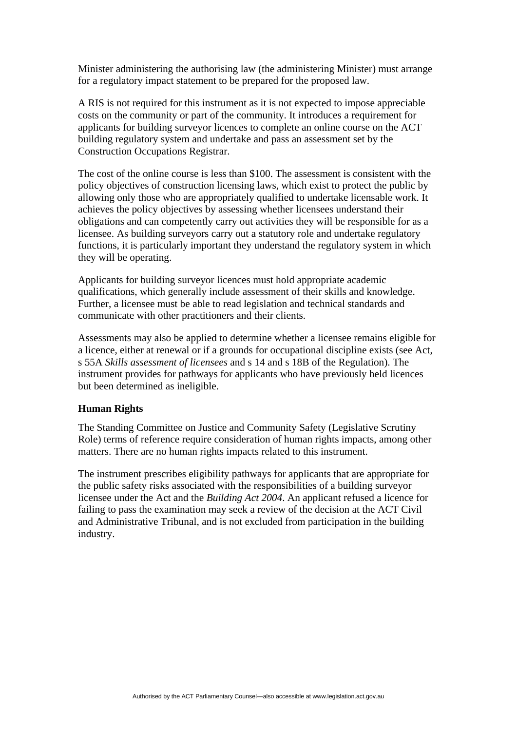Minister administering the authorising law (the administering Minister) must arrange for a regulatory impact statement to be prepared for the proposed law.

A RIS is not required for this instrument as it is not expected to impose appreciable costs on the community or part of the community. It introduces a requirement for applicants for building surveyor licences to complete an online course on the ACT building regulatory system and undertake and pass an assessment set by the Construction Occupations Registrar.

The cost of the online course is less than $100. The assessment is consistent with the policy objectives of construction licensing laws, which exist to protect the public by allowing only those who are appropriately qualified to undertake licensable work. It achieves the policy objectives by assessing whether licensees understand their obligations and can competently carry out activities they will be responsible for as a licensee. As building surveyors carry out a statutory role and undertake regulatory functions, it is particularly important they understand the regulatory system in which they will be operating.

Applicants for building surveyor licences must hold appropriate academic qualifications, which generally include assessment of their skills and knowledge. Further, a licensee must be able to read legislation and technical standards and communicate with other practitioners and their clients.

Assessments may also be applied to determine whether a licensee remains eligible for a licence, either at renewal or if a grounds for occupational discipline exists (see Act, s 55A *Skills assessment of licensees* and s 14 and s 18B of the Regulation). The instrument provides for pathways for applicants who have previously held licences but been determined as ineligible.

**Human Rights**

The Standing Committee on Justice and Community Safety (Legislative Scrutiny Role) terms of reference require consideration of human rights impacts, among other matters. There are no human rights impacts related to this instrument.

The instrument prescribes eligibility pathways for applicants that are appropriate for the public safety risks associated with the responsibilities of a building surveyor licensee under the Act and the *Building Act 2004*. An applicant refused a licence for failing to pass the examination may seek a review of the decision at the ACT Civil and Administrative Tribunal, and is not excluded from participation in the building industry.